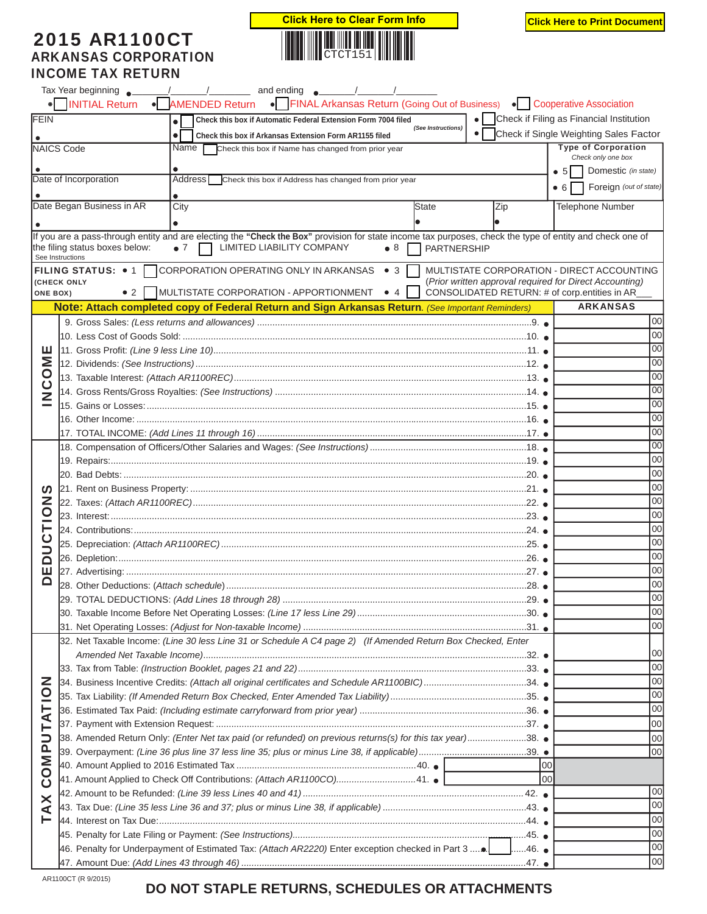Click Here to Clear Form Info

Click Here to Print Document

# 2015 AR1100CT
## ARKANSAS CORPORATION INCOME TAX RETURN

CTCT151

Tax Year beginning ___/___/___ and ending ___/___/___

☐ INITIAL Return ☐ AMENDED Return ☐ FINAL Arkansas Return (Going Out of Business) ☐ Cooperative Association

| | | |
|---|---|---|
| FEIN | ☐ Check this box if Automatic Federal Extension Form 7004 filed *(See Instructions)* ☐ Check this box if Arkansas Extension Form AR1155 filed | ☐ Check if Filing as Financial Institution ☐ Check if Single Weighting Sales Factor |
| NAICS Code | Name ☐ Check this box if Name has changed from prior year | **Type of Corporation** *Check only one box* 5 ☐ Domestic *(in state)* 6 ☐ Foreign *(out of state)* |
| Date of Incorporation | Address ☐ Check this box if Address has changed from prior year | |
| Date Began Business in AR | City / State / Zip | Telephone Number |

If you are a pass-through entity and are electing the **"Check the Box"** provision for state income tax purposes, check the type of entity and check one of the filing status boxes below: See Instructions
7 ☐ LIMITED LIABILITY COMPANY 8 ☐ PARTNERSHIP

**FILING STATUS:** (CHECK ONLY ONE BOX)
1 ☐ CORPORATION OPERATING ONLY IN ARKANSAS
2 ☐ MULTISTATE CORPORATION - APPORTIONMENT
3 ☐ MULTISTATE CORPORATION - DIRECT ACCOUNTING *(Prior written approval required for Direct Accounting)*
4 ☐ CONSOLIDATED RETURN: # of corp.entities in AR___

**Note: Attach completed copy of Federal Return and Sign Arkansas Return.** *(See Important Reminders)*

| Section | Line | ARKANSAS |
|---|---|---|
| INCOME | 9. Gross Sales: *(Less returns and allowances)* ....9. | 00 |
| | 10. Less Cost of Goods Sold: ....10. | 00 |
| | 11. Gross Profit: *(Line 9 less Line 10)* ....11. | 00 |
| | 12. Dividends: *(See Instructions)* ....12. | 00 |
| | 13. Taxable Interest: *(Attach AR1100REC)* ....13. | 00 |
| | 14. Gross Rents/Gross Royalties: *(See Instructions)* ....14. | 00 |
| | 15. Gains or Losses: ....15. | 00 |
| | 16. Other Income: ....16. | 00 |
| | 17. TOTAL INCOME: *(Add Lines 11 through 16)* ....17. | 00 |
| DEDUCTIONS | 18. Compensation of Officers/Other Salaries and Wages: *(See Instructions)* ....18. | 00 |
| | 19. Repairs: ....19. | 00 |
| | 20. Bad Debts: ....20. | 00 |
| | 21. Rent on Business Property: ....21. | 00 |
| | 22. Taxes: *(Attach AR1100REC)* ....22. | 00 |
| | 23. Interest: ....23. | 00 |
| | 24. Contributions: ....24. | 00 |
| | 25. Depreciation: *(Attach AR1100REC)* ....25. | 00 |
| | 26. Depletion: ....26. | 00 |
| | 27. Advertising: ....27. | 00 |
| | 28. Other Deductions: *(Attach schedule)* ....28. | 00 |
| | 29. TOTAL DEDUCTIONS: *(Add Lines 18 through 28)* ....29. | 00 |
| | 30. Taxable Income Before Net Operating Losses: *(Line 17 less Line 29)* ....30. | 00 |
| | 31. Net Operating Losses: *(Adjust for Non-taxable Income)* ....31. | 00 |
| TAX COMPUTATION | 32. Net Taxable Income: *(Line 30 less Line 31 or Schedule A C4 page 2) (If Amended Return Box Checked, Enter Amended Net Taxable Income)* ....32. | 00 |
| | 33. Tax from Table: *(Instruction Booklet, pages 21 and 22)* ....33. | 00 |
| | 34. Business Incentive Credits: *(Attach all original certificates and Schedule AR1100BIC)* ....34. | 00 |
| | 35. Tax Liability: *(If Amended Return Box Checked, Enter Amended Tax Liability)* ....35. | 00 |
| | 36. Estimated Tax Paid: *(Including estimate carryforward from prior year)* ....36. | 00 |
| | 37. Payment with Extension Request: ....37. | 00 |
| | 38. Amended Return Only: *(Enter Net tax paid (or refunded) on previous returns(s) for this tax year)* ....38. | 00 |
| | 39. Overpayment: *(Line 36 plus line 37 less line 35; plus or minus Line 38, if applicable)* ....39. | 00 |
| | 40. Amount Applied to 2016 Estimated Tax ....40. ___ 00 | |
| | 41. Amount Applied to Check Off Contributions: *(Attach AR1100CO)* ....41. ___ 00 | |
| | 42. Amount to be Refunded: *(Line 39 less Lines 40 and 41)* ....42. | 00 |
| | 43. Tax Due: *(Line 35 less Line 36 and 37; plus or minus Line 38, if applicable)* ....43. | 00 |
| | 44. Interest on Tax Due: ....44. | 00 |
| | 45. Penalty for Late Filing or Payment: *(See Instructions)* ....45. | 00 |
| | 46. Penalty for Underpayment of Estimated Tax: *(Attach AR2220)* Enter exception checked in Part 3 ___ ....46. | 00 |
| | 47. Amount Due: *(Add Lines 43 through 46)* ....47. | 00 |

AR1100CT (R 9/2015)

**DO NOT STAPLE RETURNS, SCHEDULES OR ATTACHMENTS**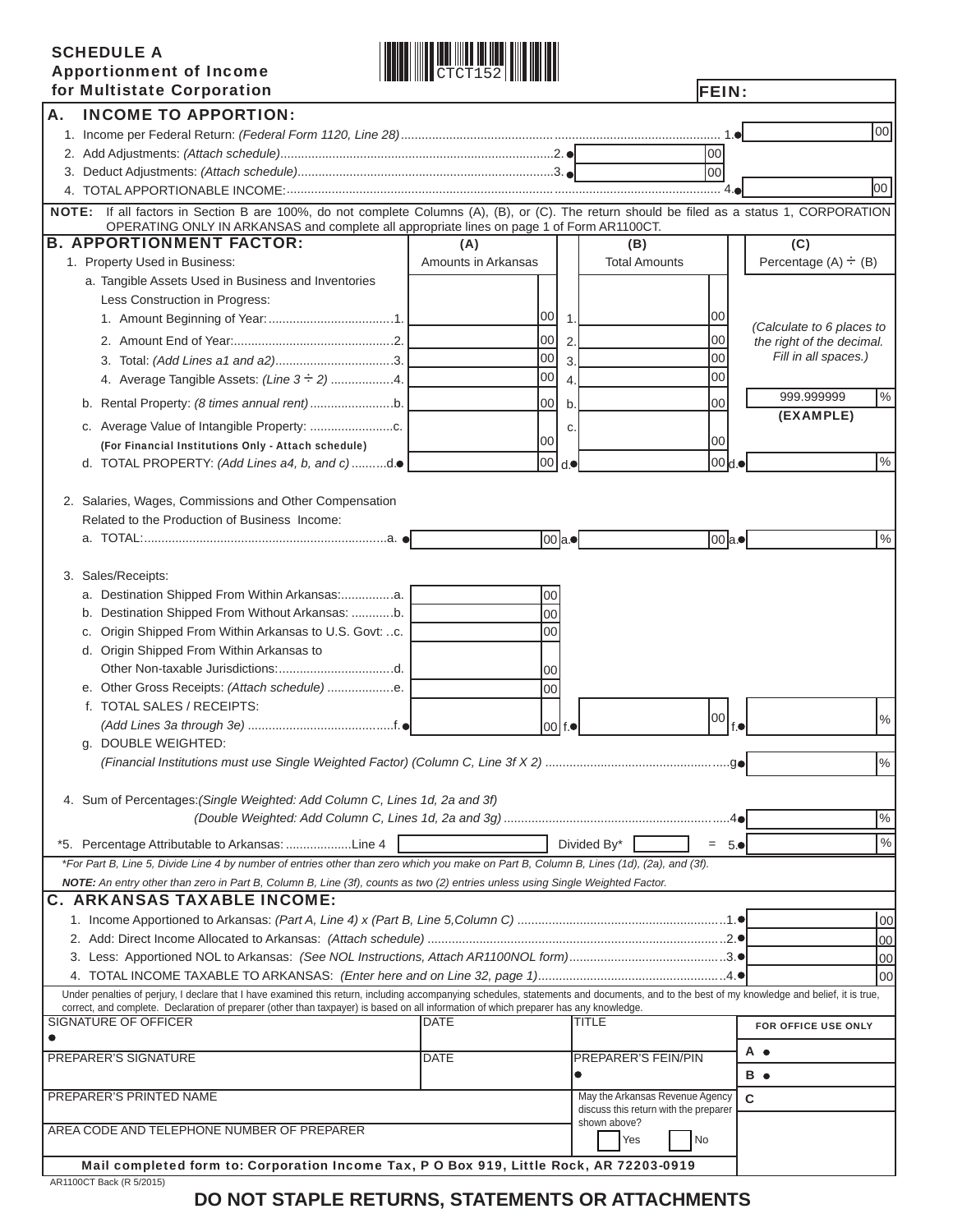## SCHEDULE A
**Apportionment of Income for Multistate Corporation**

CTCT152

**FEIN:**

## A. INCOME TO APPORTION:

| | | |
|---|---|---|
| 1. Income per Federal Return: *(Federal Form 1120, Line 28)* ........ 1.● | | 00 |
| 2. Add Adjustments: *(Attach schedule)* ........ 2.● | 00 | |
| 3. Deduct Adjustments: *(Attach schedule)* ........ 3.● | 00 | |
| 4. TOTAL APPORTIONABLE INCOME: ........ 4.● | | 00 |

**NOTE:** If all factors in Section B are 100%, do not complete Columns (A), (B), or (C). The return should be filed as a status 1, CORPORATION OPERATING ONLY IN ARKANSAS and complete all appropriate lines on page 1 of Form AR1100CT.

## B. APPORTIONMENT FACTOR:

| | (A) Amounts in Arkansas | | (B) Total Amounts | (C) Percentage (A) ÷ (B) |
|---|---|---|---|---|
| 1. Property Used in Business: | | | | |
| a. Tangible Assets Used in Business and Inventories Less Construction in Progress: | | | | *(Calculate to 6 places to the right of the decimal. Fill in all spaces.)* |
| 1. Amount Beginning of Year: ........ 1. | 00 | 1. | 00 | |
| 2. Amount End of Year: ........ 2. | 00 | 2. | 00 | |
| 3. Total: *(Add Lines a1 and a2)* ........ 3. | 00 | 3. | 00 | |
| 4. Average Tangible Assets: *(Line 3 ÷ 2)* ........ 4. | 00 | 4. | 00 | 999.999999 % **(EXAMPLE)** |
| b. Rental Property: *(8 times annual rent)* ........ b. | 00 | b. | 00 | |
| c. Average Value of Intangible Property: ........ c. **(For Financial Institutions Only - Attach schedule)** | 00 | c. | 00 | |
| d. TOTAL PROPERTY: *(Add Lines a4, b, and c)* ........ d.● | 00 | d.● | 00 | d.● % |
| 2. Salaries, Wages, Commissions and Other Compensation Related to the Production of Business Income: | | | | |
| a. TOTAL: ........ a.● | 00 | a.● | 00 | a.● % |
| 3. Sales/Receipts: | | | | |
| a. Destination Shipped From Within Arkansas: ........ a. | 00 | | | |
| b. Destination Shipped From Without Arkansas: ........ b. | 00 | | | |
| c. Origin Shipped From Within Arkansas to U.S. Govt: ..c. | 00 | | | |
| d. Origin Shipped From Within Arkansas to Other Non-taxable Jurisdictions: ........ d. | 00 | | | |
| e. Other Gross Receipts: *(Attach schedule)* ........ e. | 00 | | | |
| f. TOTAL SALES / RECEIPTS: *(Add Lines 3a through 3e)* ........ f.● | 00 | f.● | 00 | f.● % |
| g. DOUBLE WEIGHTED: *(Financial Institutions must use Single Weighted Factor) (Column C, Line 3f X 2)* ........ g● | | | | % |
| 4. Sum of Percentages: *(Single Weighted: Add Column C, Lines 1d, 2a and 3f)* *(Double Weighted: Add Column C, Lines 1d, 2a and 3g)* ........ 4● | | | | % |
| *5. Percentage Attributable to Arkansas: ........ Line 4 | | Divided By* | = 5.● | % |

*For Part B, Line 5, Divide Line 4 by number of entries other than zero which you make on Part B, Column B, Lines (1d), (2a), and (3f).

***NOTE:** An entry other than zero in Part B, Column B, Line (3f), counts as two (2) entries unless using Single Weighted Factor.*

## C. ARKANSAS TAXABLE INCOME:

| | |
|---|---|
| 1. Income Apportioned to Arkansas: *(Part A, Line 4) x (Part B, Line 5,Column C)* ........ 1.● | 00 |
| 2. Add: Direct Income Allocated to Arkansas: *(Attach schedule)* ........ 2.● | 00 |
| 3. Less: Apportioned NOL to Arkansas: *(See NOL Instructions, Attach AR1100NOL form)* ........ 3.● | 00 |
| 4. TOTAL INCOME TAXABLE TO ARKANSAS: *(Enter here and on Line 32, page 1)* ........ 4.● | 00 |

Under penalties of perjury, I declare that I have examined this return, including accompanying schedules, statements and documents, and to the best of my knowledge and belief, it is true, correct, and complete. Declaration of preparer (other than taxpayer) is based on all information of which preparer has any knowledge.

| | | | |
|---|---|---|---|
| SIGNATURE OF OFFICER ● | DATE | TITLE | FOR OFFICE USE ONLY |
| PREPARER'S SIGNATURE | DATE | PREPARER'S FEIN/PIN ● | A ● |
| | | | B ● |
| PREPARER'S PRINTED NAME | | May the Arkansas Revenue Agency discuss this return with the preparer shown above? ☐ Yes ☐ No | C |
| AREA CODE AND TELEPHONE NUMBER OF PREPARER | | | |

**Mail completed form to: Corporation Income Tax, P O Box 919, Little Rock, AR 72203-0919**

AR1100CT Back (R 5/2015)

**DO NOT STAPLE RETURNS, STATEMENTS OR ATTACHMENTS**